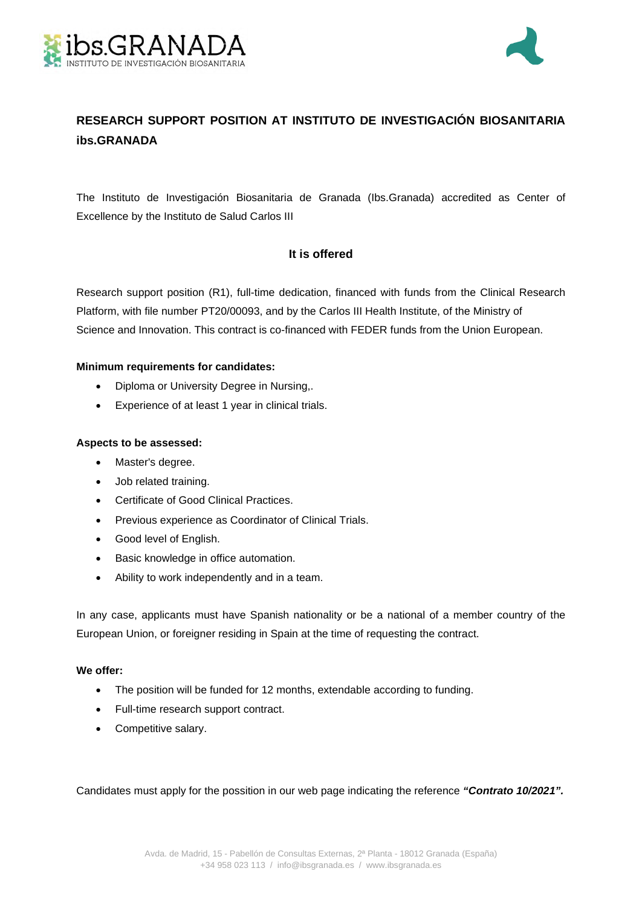# RESEARCH SUPPORT POSITION AT INSTITUTO DE INVESTIGACIÓN BIOSANITARIA ibs.GRANADA

The Instituto de Investigación Biosanitaria de Granada (Ibs.Granada) accredited as Center of Excellence by the Instituto de Salud Carlos III

## It is offered

Research support position (R1), full-time dedication, financed with funds from the Clinical Research Platform, with file number PT20/00093, and by the Carlos III Health Institute, of the Ministry of Science and Innovation. This contract is co-financed with FEDER funds from the Union European.

**Minimum requirements for candidates:**

- Diploma or University Degree in Nursing,.
- Experience of at least 1 year in clinical trials.

**Aspects to be assessed:**

- Master's degree.
- Job related training.
- Certificate of Good Clinical Practices.
- Previous experience as Coordinator of Clinical Trials.
- Good level of English.
- Basic knowledge in office automation.
- Ability to work independently and in a team.

In any case, applicants must have Spanish nationality or be a national of a member country of the European Union, or foreigner residing in Spain at the time of requesting the contract.

**We offer:**

- The position will be funded for 12 months, extendable according to funding.
- Full-time research support contract.
- Competitive salary.

Candidates must apply for the possition in our web page indicating the reference ***"Contrato 10/2021".***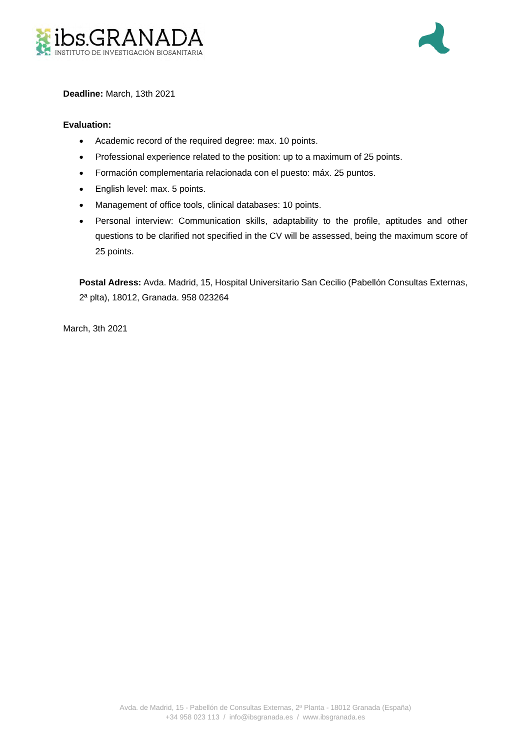**Deadline:** March, 13th 2021

**Evaluation:**

- Academic record of the required degree: max. 10 points.
- Professional experience related to the position: up to a maximum of 25 points.
- Formación complementaria relacionada con el puesto: máx. 25 puntos.
- English level: max. 5 points.
- Management of office tools, clinical databases: 10 points.
- Personal interview: Communication skills, adaptability to the profile, aptitudes and other questions to be clarified not specified in the CV will be assessed, being the maximum score of 25 points.

**Postal Adress:** Avda. Madrid, 15, Hospital Universitario San Cecilio (Pabellón Consultas Externas, 2ª plta), 18012, Granada. 958 023264

March, 3th 2021